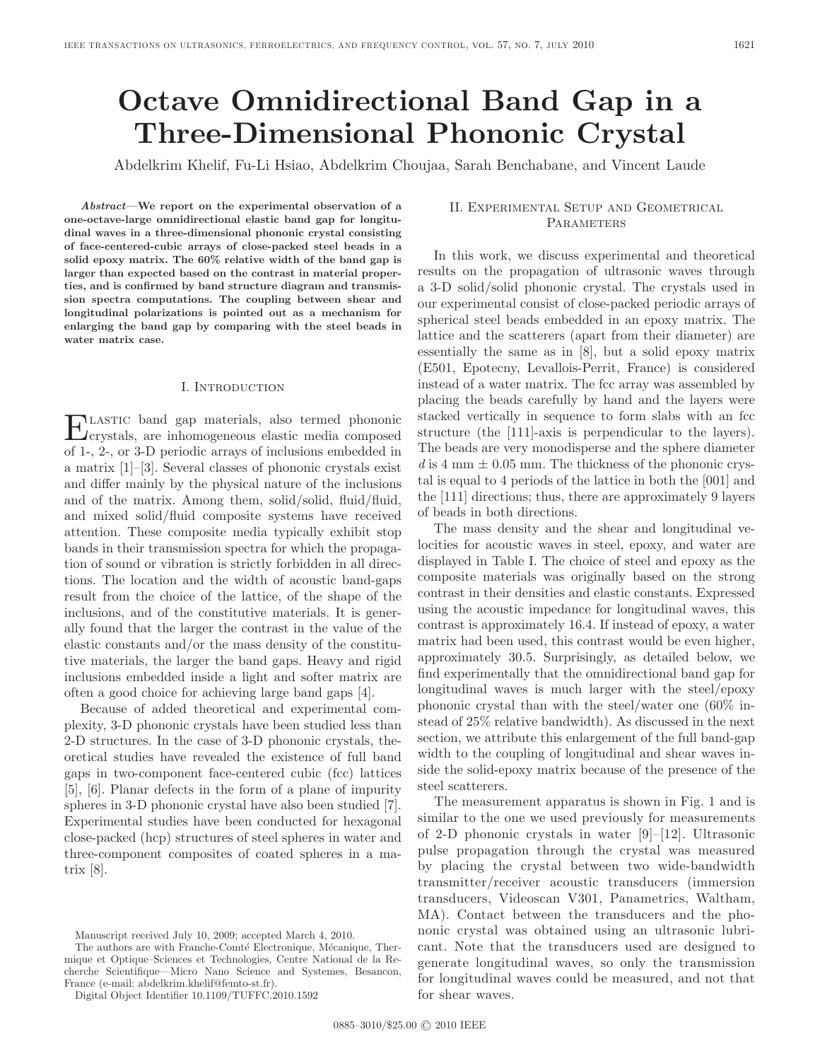# Octave Omnidirectional Band Gap in a Three-Dimensional Phononic Crystal

Abdelkrim Khelif, Fu-Li Hsiao, Abdelkrim Choujaa, Sarah Benchabane, and Vincent Laude

***Abstract*—We report on the experimental observation of a one-octave-large omnidirectional elastic band gap for longitudinal waves in a three-dimensional phononic crystal consisting of face-centered-cubic arrays of close-packed steel beads in a solid epoxy matrix. The 60% relative width of the band gap is larger than expected based on the contrast in material properties, and is confirmed by band structure diagram and transmission spectra computations. The coupling between shear and longitudinal polarizations is pointed out as a mechanism for enlarging the band gap by comparing with the steel beads in water matrix case.**

## I. Introduction

Elastic band gap materials, also termed phononic crystals, are inhomogeneous elastic media composed of 1-, 2-, or 3-D periodic arrays of inclusions embedded in a matrix [1]–[3]. Several classes of phononic crystals exist and differ mainly by the physical nature of the inclusions and of the matrix. Among them, solid/solid, fluid/fluid, and mixed solid/fluid composite systems have received attention. These composite media typically exhibit stop bands in their transmission spectra for which the propagation of sound or vibration is strictly forbidden in all directions. The location and the width of acoustic band-gaps result from the choice of the lattice, of the shape of the inclusions, and of the constitutive materials. It is generally found that the larger the contrast in the value of the elastic constants and/or the mass density of the constitutive materials, the larger the band gaps. Heavy and rigid inclusions embedded inside a light and softer matrix are often a good choice for achieving large band gaps [4].

Because of added theoretical and experimental complexity, 3-D phononic crystals have been studied less than 2-D structures. In the case of 3-D phononic crystals, theoretical studies have revealed the existence of full band gaps in two-component face-centered cubic (fcc) lattices [5], [6]. Planar defects in the form of a plane of impurity spheres in 3-D phononic crystal have also been studied [7]. Experimental studies have been conducted for hexagonal close-packed (hcp) structures of steel spheres in water and three-component composites of coated spheres in a matrix [8].

Manuscript received July 10, 2009; accepted March 4, 2010.

The authors are with Franche-Comté Electronique, Mécanique, Thermique et Optique–Sciences et Technologies, Centre National de la Recherche Scientifique—Micro Nano Science and Systemes, Besancon, France (e-mail: abdelkrim.khelif@femto-st.fr).

Digital Object Identifier 10.1109/TUFFC.2010.1592

## II. Experimental Setup and Geometrical Parameters

In this work, we discuss experimental and theoretical results on the propagation of ultrasonic waves through a 3-D solid/solid phononic crystal. The crystals used in our experimental consist of close-packed periodic arrays of spherical steel beads embedded in an epoxy matrix. The lattice and the scatterers (apart from their diameter) are essentially the same as in [8], but a solid epoxy matrix (E501, Epotecny, Levallois-Perrit, France) is considered instead of a water matrix. The fcc array was assembled by placing the beads carefully by hand and the layers were stacked vertically in sequence to form slabs with an fcc structure (the [111]-axis is perpendicular to the layers). The beads are very monodisperse and the sphere diameter $d$ is 4 mm $\pm$ 0.05 mm. The thickness of the phononic crystal is equal to 4 periods of the lattice in both the [001] and the [111] directions; thus, there are approximately 9 layers of beads in both directions.

The mass density and the shear and longitudinal velocities for acoustic waves in steel, epoxy, and water are displayed in Table I. The choice of steel and epoxy as the composite materials was originally based on the strong contrast in their densities and elastic constants. Expressed using the acoustic impedance for longitudinal waves, this contrast is approximately 16.4. If instead of epoxy, a water matrix had been used, this contrast would be even higher, approximately 30.5. Surprisingly, as detailed below, we find experimentally that the omnidirectional band gap for longitudinal waves is much larger with the steel/epoxy phononic crystal than with the steel/water one (60% instead of 25% relative bandwidth). As discussed in the next section, we attribute this enlargement of the full band-gap width to the coupling of longitudinal and shear waves inside the solid-epoxy matrix because of the presence of the steel scatterers.

The measurement apparatus is shown in Fig. 1 and is similar to the one we used previously for measurements of 2-D phononic crystals in water [9]–[12]. Ultrasonic pulse propagation through the crystal was measured by placing the crystal between two wide-bandwidth transmitter/receiver acoustic transducers (immersion transducers, Videoscan V301, Panametrics, Waltham, MA). Contact between the transducers and the phononic crystal was obtained using an ultrasonic lubricant. Note that the transducers used are designed to generate longitudinal waves, so only the transmission for longitudinal waves could be measured, and not that for shear waves.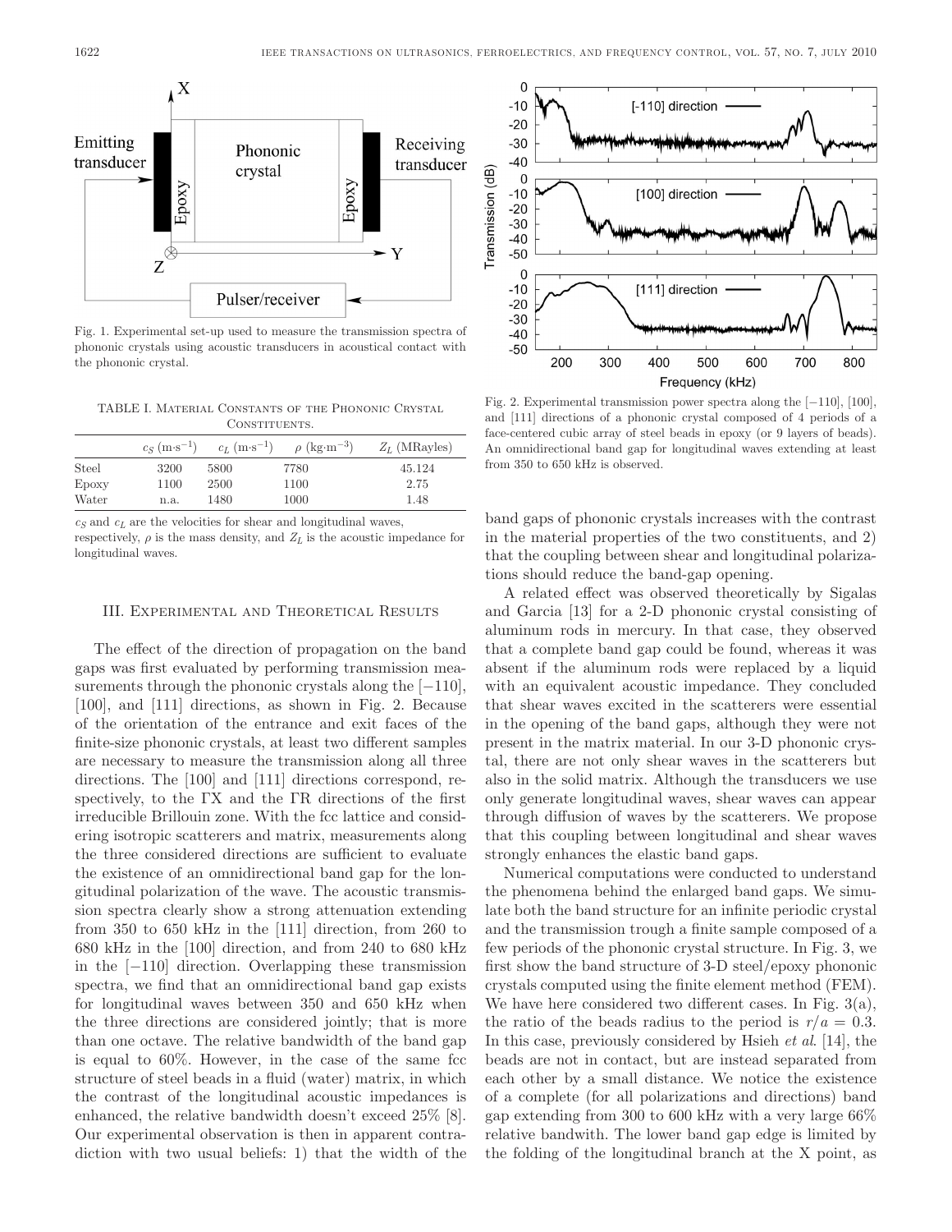Fig. 1. Experimental set-up used to measure the transmission spectra of phononic crystals using acoustic transducers in acoustical contact with the phononic crystal.

TABLE I. Material Constants of the Phononic Crystal Constituents.

| | $c_S$ ($\text{m}\cdot\text{s}^{-1}$) | $c_L$ ($\text{m}\cdot\text{s}^{-1}$) | $\rho$ ($\text{kg}\cdot\text{m}^{-3}$) | $Z_L$ (MRayles) |
|---|---|---|---|---|
| Steel | 3200 | 5800 | 7780 | 45.124 |
| Epoxy | 1100 | 2500 | 1100 | 2.75 |
| Water | n.a. | 1480 | 1000 | 1.48 |

$c_S$ and $c_L$ are the velocities for shear and longitudinal waves, respectively, $\rho$ is the mass density, and $Z_L$ is the acoustic impedance for longitudinal waves.

Fig. 2. Experimental transmission power spectra along the [−110], [100], and [111] directions of a phononic crystal composed of 4 periods of a face-centered cubic array of steel beads in epoxy (or 9 layers of beads). An omnidirectional band gap for longitudinal waves extending at least from 350 to 650 kHz is observed.

## III. Experimental and Theoretical Results

The effect of the direction of propagation on the band gaps was first evaluated by performing transmission measurements through the phononic crystals along the [−110], [100], and [111] directions, as shown in Fig. 2. Because of the orientation of the entrance and exit faces of the finite-size phononic crystals, at least two different samples are necessary to measure the transmission along all three directions. The [100] and [111] directions correspond, respectively, to the ΓX and the ΓR directions of the first irreducible Brillouin zone. With the fcc lattice and considering isotropic scatterers and matrix, measurements along the three considered directions are sufficient to evaluate the existence of an omnidirectional band gap for the longitudinal polarization of the wave. The acoustic transmission spectra clearly show a strong attenuation extending from 350 to 650 kHz in the [111] direction, from 260 to 680 kHz in the [100] direction, and from 240 to 680 kHz in the [−110] direction. Overlapping these transmission spectra, we find that an omnidirectional band gap exists for longitudinal waves between 350 and 650 kHz when the three directions are considered jointly; that is more than one octave. The relative bandwidth of the band gap is equal to 60%. However, in the case of the same fcc structure of steel beads in a fluid (water) matrix, in which the contrast of the longitudinal acoustic impedances is enhanced, the relative bandwidth doesn't exceed 25% [8]. Our experimental observation is then in apparent contradiction with two usual beliefs: 1) that the width of the band gaps of phononic crystals increases with the contrast in the material properties of the two constituents, and 2) that the coupling between shear and longitudinal polarizations should reduce the band-gap opening.

A related effect was observed theoretically by Sigalas and Garcia [13] for a 2-D phononic crystal consisting of aluminum rods in mercury. In that case, they observed that a complete band gap could be found, whereas it was absent if the aluminum rods were replaced by a liquid with an equivalent acoustic impedance. They concluded that shear waves excited in the scatterers were essential in the opening of the band gaps, although they were not present in the matrix material. In our 3-D phononic crystal, there are not only shear waves in the scatterers but also in the solid matrix. Although the transducers we use only generate longitudinal waves, shear waves can appear through diffusion of waves by the scatterers. We propose that this coupling between longitudinal and shear waves strongly enhances the elastic band gaps.

Numerical computations were conducted to understand the phenomena behind the enlarged band gaps. We simulate both the band structure for an infinite periodic crystal and the transmission trough a finite sample composed of a few periods of the phononic crystal structure. In Fig. 3, we first show the band structure of 3-D steel/epoxy phononic crystals computed using the finite element method (FEM). We have here considered two different cases. In Fig. 3(a), the ratio of the beads radius to the period is $r/a = 0.3$. In this case, previously considered by Hsieh *et al.* [14], the beads are not in contact, but are instead separated from each other by a small distance. We notice the existence of a complete (for all polarizations and directions) band gap extending from 300 to 600 kHz with a very large 66% relative bandwith. The lower band gap edge is limited by the folding of the longitudinal branch at the X point, as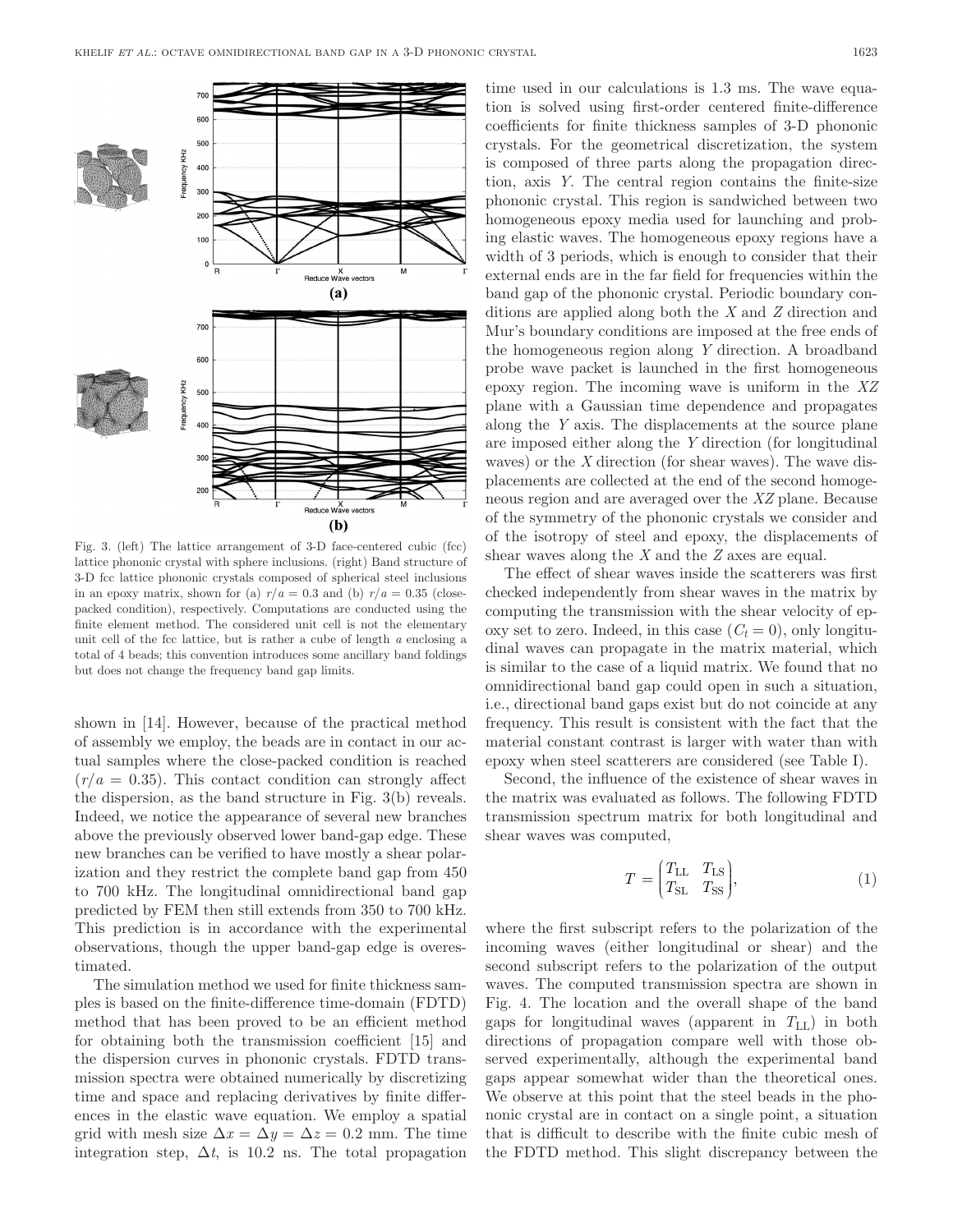Fig. 3. (left) The lattice arrangement of 3-D face-centered cubic (fcc) lattice phononic crystal with sphere inclusions. (right) Band structure of 3-D fcc lattice phononic crystals composed of spherical steel inclusions in an epoxy matrix, shown for (a) $r/a = 0.3$ and (b) $r/a = 0.35$ (close-packed condition), respectively. Computations are conducted using the finite element method. The considered unit cell is not the elementary unit cell of the fcc lattice, but is rather a cube of length $a$ enclosing a total of 4 beads; this convention introduces some ancillary band foldings but does not change the frequency band gap limits.

shown in [14]. However, because of the practical method of assembly we employ, the beads are in contact in our actual samples where the close-packed condition is reached ($r/a = 0.35$). This contact condition can strongly affect the dispersion, as the band structure in Fig. 3(b) reveals. Indeed, we notice the appearance of several new branches above the previously observed lower band-gap edge. These new branches can be verified to have mostly a shear polarization and they restrict the complete band gap from 450 to 700 kHz. The longitudinal omnidirectional band gap predicted by FEM then still extends from 350 to 700 kHz. This prediction is in accordance with the experimental observations, though the upper band-gap edge is overestimated.

The simulation method we used for finite thickness samples is based on the finite-difference time-domain (FDTD) method that has been proved to be an efficient method for obtaining both the transmission coefficient [15] and the dispersion curves in phononic crystals. FDTD transmission spectra were obtained numerically by discretizing time and space and replacing derivatives by finite differences in the elastic wave equation. We employ a spatial grid with mesh size $\Delta x = \Delta y = \Delta z = 0.2$ mm. The time integration step, $\Delta t$, is 10.2 ns. The total propagation time used in our calculations is 1.3 ms. The wave equation is solved using first-order centered finite-difference coefficients for finite thickness samples of 3-D phononic crystals. For the geometrical discretization, the system is composed of three parts along the propagation direction, axis $Y$. The central region contains the finite-size phononic crystal. This region is sandwiched between two homogeneous epoxy media used for launching and probing elastic waves. The homogeneous epoxy regions have a width of 3 periods, which is enough to consider that their external ends are in the far field for frequencies within the band gap of the phononic crystal. Periodic boundary conditions are applied along both the $X$ and $Z$ direction and Mur's boundary conditions are imposed at the free ends of the homogeneous region along $Y$ direction. A broadband probe wave packet is launched in the first homogeneous epoxy region. The incoming wave is uniform in the $XZ$ plane with a Gaussian time dependence and propagates along the $Y$ axis. The displacements at the source plane are imposed either along the $Y$ direction (for longitudinal waves) or the $X$ direction (for shear waves). The wave displacements are collected at the end of the second homogeneous region and are averaged over the $XZ$ plane. Because of the symmetry of the phononic crystals we consider and of the isotropy of steel and epoxy, the displacements of shear waves along the $X$ and the $Z$ axes are equal.

The effect of shear waves inside the scatterers was first checked independently from shear waves in the matrix by computing the transmission with the shear velocity of epoxy set to zero. Indeed, in this case ($C_t = 0$), only longitudinal waves can propagate in the matrix material, which is similar to the case of a liquid matrix. We found that no omnidirectional band gap could open in such a situation, i.e., directional band gaps exist but do not coincide at any frequency. This result is consistent with the fact that the material constant contrast is larger with water than with epoxy when steel scatterers are considered (see Table I).

Second, the influence of the existence of shear waves in the matrix was evaluated as follows. The following FDTD transmission spectrum matrix for both longitudinal and shear waves was computed,

$$T = \begin{pmatrix} T_{\mathrm{LL}} & T_{\mathrm{LS}} \\ T_{\mathrm{SL}} & T_{\mathrm{SS}} \end{pmatrix}, \tag{1}$$

where the first subscript refers to the polarization of the incoming waves (either longitudinal or shear) and the second subscript refers to the polarization of the output waves. The computed transmission spectra are shown in Fig. 4. The location and the overall shape of the band gaps for longitudinal waves (apparent in $T_{\mathrm{LL}}$) in both directions of propagation compare well with those observed experimentally, although the experimental band gaps appear somewhat wider than the theoretical ones. We observe at this point that the steel beads in the phononic crystal are in contact on a single point, a situation that is difficult to describe with the finite cubic mesh of the FDTD method. This slight discrepancy between the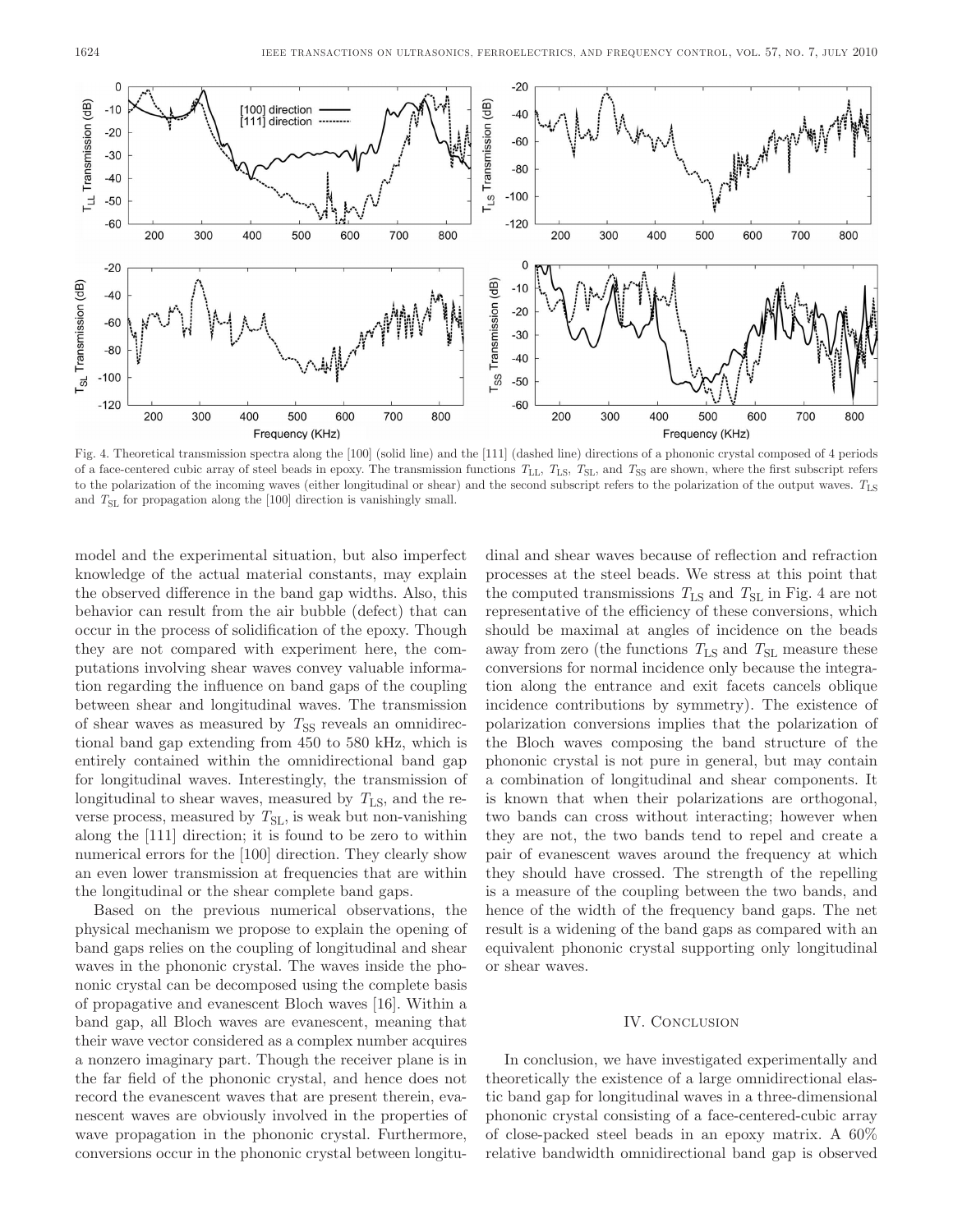Fig. 4. Theoretical transmission spectra along the [100] (solid line) and the [111] (dashed line) directions of a phononic crystal composed of 4 periods of a face-centered cubic array of steel beads in epoxy. The transmission functions $T_{\mathrm{LL}}$, $T_{\mathrm{LS}}$, $T_{\mathrm{SL}}$, and $T_{\mathrm{SS}}$ are shown, where the first subscript refers to the polarization of the incoming waves (either longitudinal or shear) and the second subscript refers to the polarization of the output waves. $T_{\mathrm{LS}}$ and $T_{\mathrm{SL}}$ for propagation along the [100] direction is vanishingly small.

model and the experimental situation, but also imperfect knowledge of the actual material constants, may explain the observed difference in the band gap widths. Also, this behavior can result from the air bubble (defect) that can occur in the process of solidification of the epoxy. Though they are not compared with experiment here, the computations involving shear waves convey valuable information regarding the influence on band gaps of the coupling between shear and longitudinal waves. The transmission of shear waves as measured by $T_{\mathrm{SS}}$ reveals an omnidirectional band gap extending from 450 to 580 kHz, which is entirely contained within the omnidirectional band gap for longitudinal waves. Interestingly, the transmission of longitudinal to shear waves, measured by $T_{\mathrm{LS}}$, and the reverse process, measured by $T_{\mathrm{SL}}$, is weak but non-vanishing along the [111] direction; it is found to be zero to within numerical errors for the [100] direction. They clearly show an even lower transmission at frequencies that are within the longitudinal or the shear complete band gaps.

Based on the previous numerical observations, the physical mechanism we propose to explain the opening of band gaps relies on the coupling of longitudinal and shear waves in the phononic crystal. The waves inside the phononic crystal can be decomposed using the complete basis of propagative and evanescent Bloch waves [16]. Within a band gap, all Bloch waves are evanescent, meaning that their wave vector considered as a complex number acquires a nonzero imaginary part. Though the receiver plane is in the far field of the phononic crystal, and hence does not record the evanescent waves that are present therein, evanescent waves are obviously involved in the properties of wave propagation in the phononic crystal. Furthermore, conversions occur in the phononic crystal between longitudinal and shear waves because of reflection and refraction processes at the steel beads. We stress at this point that the computed transmissions $T_{\mathrm{LS}}$ and $T_{\mathrm{SL}}$ in Fig. 4 are not representative of the efficiency of these conversions, which should be maximal at angles of incidence on the beads away from zero (the functions $T_{\mathrm{LS}}$ and $T_{\mathrm{SL}}$ measure these conversions for normal incidence only because the integration along the entrance and exit facets cancels oblique incidence contributions by symmetry). The existence of polarization conversions implies that the polarization of the Bloch waves composing the band structure of the phononic crystal is not pure in general, but may contain a combination of longitudinal and shear components. It is known that when their polarizations are orthogonal, two bands can cross without interacting; however when they are not, the two bands tend to repel and create a pair of evanescent waves around the frequency at which they should have crossed. The strength of the repelling is a measure of the coupling between the two bands, and hence of the width of the frequency band gaps. The net result is a widening of the band gaps as compared with an equivalent phononic crystal supporting only longitudinal or shear waves.

## IV. Conclusion

In conclusion, we have investigated experimentally and theoretically the existence of a large omnidirectional elastic band gap for longitudinal waves in a three-dimensional phononic crystal consisting of a face-centered-cubic array of close-packed steel beads in an epoxy matrix. A 60% relative bandwidth omnidirectional band gap is observed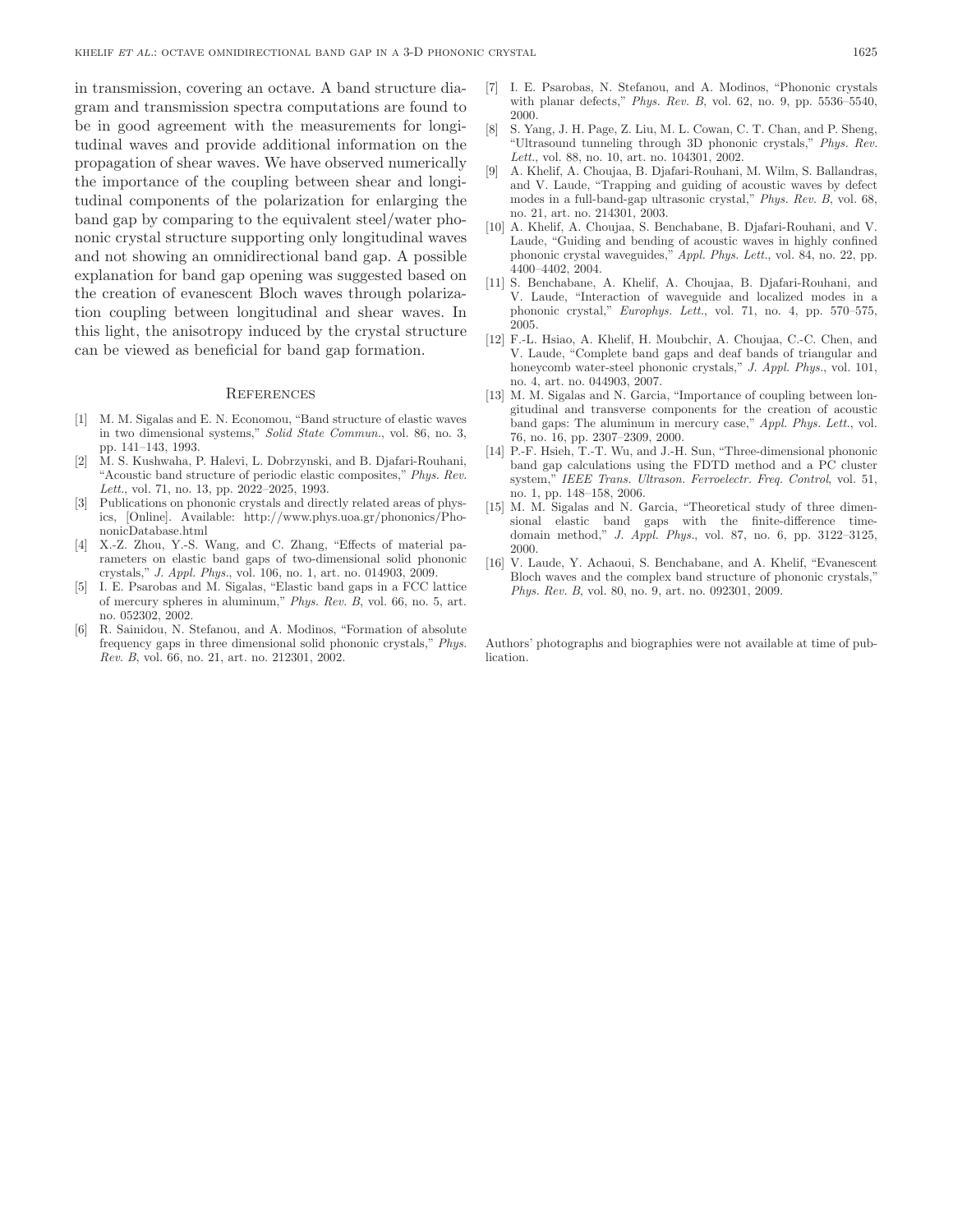in transmission, covering an octave. A band structure diagram and transmission spectra computations are found to be in good agreement with the measurements for longitudinal waves and provide additional information on the propagation of shear waves. We have observed numerically the importance of the coupling between shear and longitudinal components of the polarization for enlarging the band gap by comparing to the equivalent steel/water phononic crystal structure supporting only longitudinal waves and not showing an omnidirectional band gap. A possible explanation for band gap opening was suggested based on the creation of evanescent Bloch waves through polarization coupling between longitudinal and shear waves. In this light, the anisotropy induced by the crystal structure can be viewed as beneficial for band gap formation.

## References

[1] M. M. Sigalas and E. N. Economou, "Band structure of elastic waves in two dimensional systems," *Solid State Commun.*, vol. 86, no. 3, pp. 141–143, 1993.

[2] M. S. Kushwaha, P. Halevi, L. Dobrzynski, and B. Djafari-Rouhani, "Acoustic band structure of periodic elastic composites," *Phys. Rev. Lett.*, vol. 71, no. 13, pp. 2022–2025, 1993.

[3] Publications on phononic crystals and directly related areas of physics, [Online]. Available: http://www.phys.uoa.gr/phononics/PhononicDatabase.html

[4] X.-Z. Zhou, Y.-S. Wang, and C. Zhang, "Effects of material parameters on elastic band gaps of two-dimensional solid phononic crystals," *J. Appl. Phys.*, vol. 106, no. 1, art. no. 014903, 2009.

[5] I. E. Psarobas and M. Sigalas, "Elastic band gaps in a FCC lattice of mercury spheres in aluminum," *Phys. Rev. B*, vol. 66, no. 5, art. no. 052302, 2002.

[6] R. Sainidou, N. Stefanou, and A. Modinos, "Formation of absolute frequency gaps in three dimensional solid phononic crystals," *Phys. Rev. B*, vol. 66, no. 21, art. no. 212301, 2002.

[7] I. E. Psarobas, N. Stefanou, and A. Modinos, "Phononic crystals with planar defects," *Phys. Rev. B*, vol. 62, no. 9, pp. 5536–5540, 2000.

[8] S. Yang, J. H. Page, Z. Liu, M. L. Cowan, C. T. Chan, and P. Sheng, "Ultrasound tunneling through 3D phononic crystals," *Phys. Rev. Lett.*, vol. 88, no. 10, art. no. 104301, 2002.

[9] A. Khelif, A. Choujaa, B. Djafari-Rouhani, M. Wilm, S. Ballandras, and V. Laude, "Trapping and guiding of acoustic waves by defect modes in a full-band-gap ultrasonic crystal," *Phys. Rev. B*, vol. 68, no. 21, art. no. 214301, 2003.

[10] A. Khelif, A. Choujaa, S. Benchabane, B. Djafari-Rouhani, and V. Laude, "Guiding and bending of acoustic waves in highly confined phononic crystal waveguides," *Appl. Phys. Lett.*, vol. 84, no. 22, pp. 4400–4402, 2004.

[11] S. Benchabane, A. Khelif, A. Choujaa, B. Djafari-Rouhani, and V. Laude, "Interaction of waveguide and localized modes in a phononic crystal," *Europhys. Lett.*, vol. 71, no. 4, pp. 570–575, 2005.

[12] F.-L. Hsiao, A. Khelif, H. Moubchir, A. Choujaa, C.-C. Chen, and V. Laude, "Complete band gaps and deaf bands of triangular and honeycomb water-steel phononic crystals," *J. Appl. Phys.*, vol. 101, no. 4, art. no. 044903, 2007.

[13] M. M. Sigalas and N. Garcia, "Importance of coupling between longitudinal and transverse components for the creation of acoustic band gaps: The aluminum in mercury case," *Appl. Phys. Lett.*, vol. 76, no. 16, pp. 2307–2309, 2000.

[14] P.-F. Hsieh, T.-T. Wu, and J.-H. Sun, "Three-dimensional phononic band gap calculations using the FDTD method and a PC cluster system," *IEEE Trans. Ultrason. Ferroelectr. Freq. Control*, vol. 51, no. 1, pp. 148–158, 2006.

[15] M. M. Sigalas and N. Garcia, "Theoretical study of three dimensional elastic band gaps with the finite-difference time-domain method," *J. Appl. Phys.*, vol. 87, no. 6, pp. 3122–3125, 2000.

[16] V. Laude, Y. Achaoui, S. Benchabane, and A. Khelif, "Evanescent Bloch waves and the complex band structure of phononic crystals," *Phys. Rev. B*, vol. 80, no. 9, art. no. 092301, 2009.

Authors' photographs and biographies were not available at time of publication.